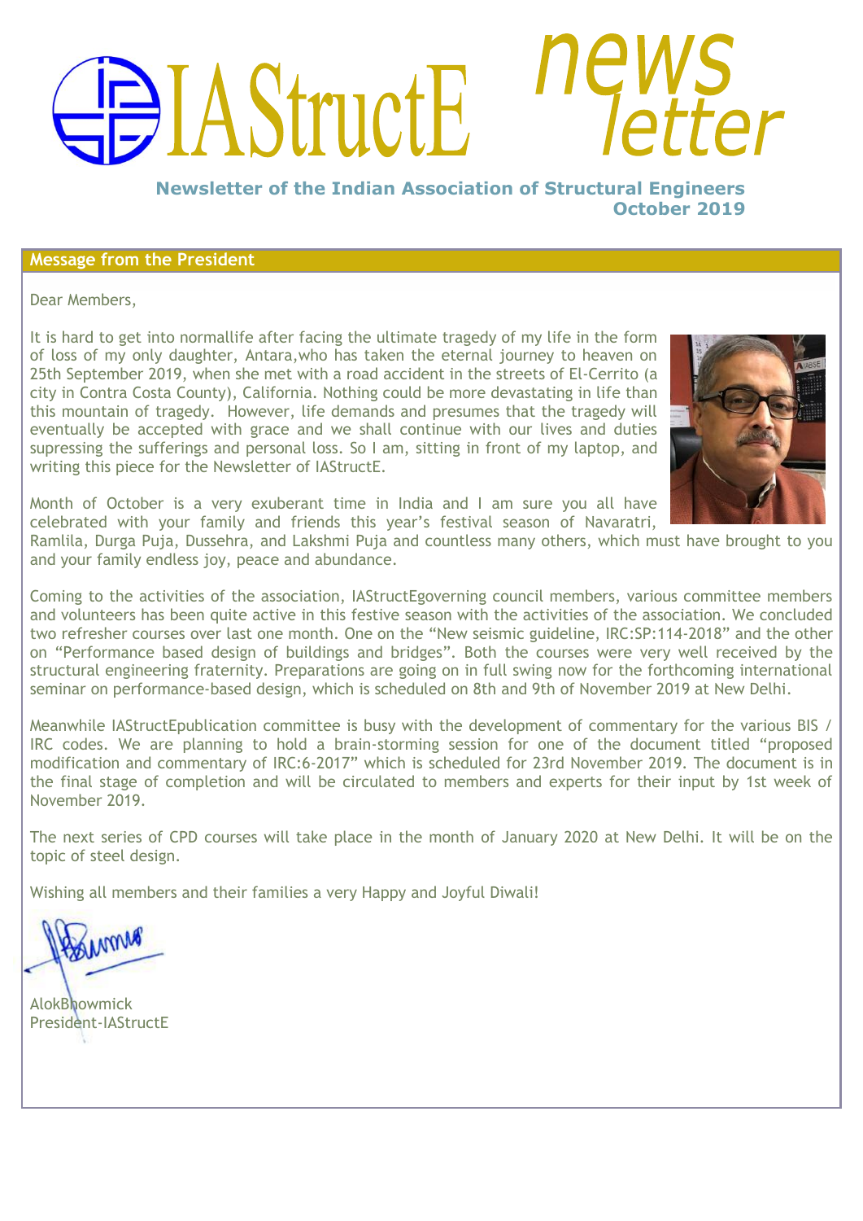# IAStructE newsletter

**Newsletter of the Indian Association of Structural Engineers**
**October 2019**

## Message from the President

Dear Members,

It is hard to get into normallife after facing the ultimate tragedy of my life in the form of loss of my only daughter, Antara,who has taken the eternal journey to heaven on 25th September 2019, when she met with a road accident in the streets of El-Cerrito (a city in Contra Costa County), California. Nothing could be more devastating in life than this mountain of tragedy. However, life demands and presumes that the tragedy will eventually be accepted with grace and we shall continue with our lives and duties supressing the sufferings and personal loss. So I am, sitting in front of my laptop, and writing this piece for the Newsletter of IAStructE.

Month of October is a very exuberant time in India and I am sure you all have celebrated with your family and friends this year's festival season of Navaratri, Ramlila, Durga Puja, Dussehra, and Lakshmi Puja and countless many others, which must have brought to you and your family endless joy, peace and abundance.

Coming to the activities of the association, IAStructEgoverning council members, various committee members and volunteers has been quite active in this festive season with the activities of the association. We concluded two refresher courses over last one month. One on the "New seismic guideline, IRC:SP:114-2018" and the other on "Performance based design of buildings and bridges". Both the courses were very well received by the structural engineering fraternity. Preparations are going on in full swing now for the forthcoming international seminar on performance-based design, which is scheduled on 8th and 9th of November 2019 at New Delhi.

Meanwhile IAStructEpublication committee is busy with the development of commentary for the various BIS / IRC codes. We are planning to hold a brain-storming session for one of the document titled "proposed modification and commentary of IRC:6-2017" which is scheduled for 23rd November 2019. The document is in the final stage of completion and will be circulated to members and experts for their input by 1st week of November 2019.

The next series of CPD courses will take place in the month of January 2020 at New Delhi. It will be on the topic of steel design.

Wishing all members and their families a very Happy and Joyful Diwali!

AlokBhowmick
President-IAStructE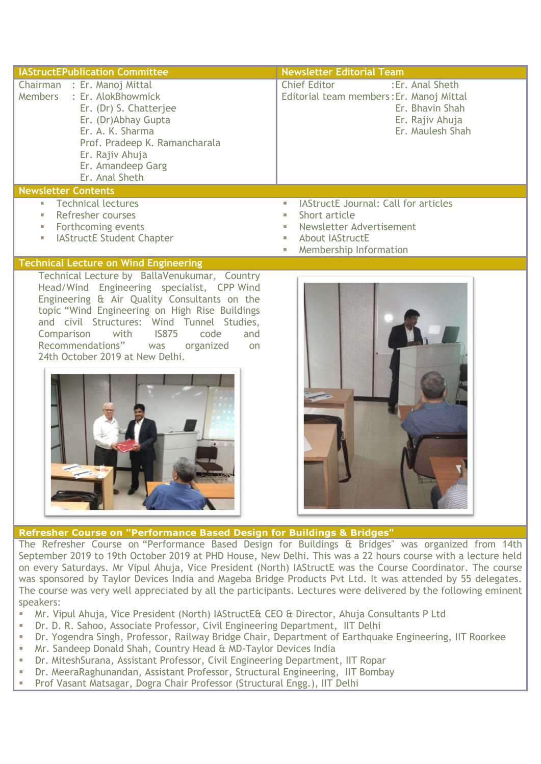| IAStructEPublication Committee | Newsletter Editorial Team |
|---|---|
| Chairman : Er. Manoj Mittal<br>Members : Er. AlokBhowmick<br>Er. (Dr) S. Chatterjee<br>Er. (Dr)Abhay Gupta<br>Er. A. K. Sharma<br>Prof. Pradeep K. Ramancharala<br>Er. Rajiv Ahuja<br>Er. Amandeep Garg<br>Er. Anal Sheth | Chief Editor :Er. Anal Sheth<br>Editorial team members :Er. Manoj Mittal<br>Er. Bhavin Shah<br>Er. Rajiv Ahuja<br>Er. Maulesh Shah |

## Newsletter Contents

- Technical lectures
- Refresher courses
- Forthcoming events
- IAStructE Student Chapter
- IAStructE Journal: Call for articles
- Short article
- Newsletter Advertisement
- About IAStructE
- Membership Information

## Technical Lecture on Wind Engineering

Technical Lecture by BallaVenukumar, Country Head/Wind Engineering specialist, CPP Wind Engineering & Air Quality Consultants on the topic "Wind Engineering on High Rise Buildings and civil Structures: Wind Tunnel Studies, Comparison with IS875 code and Recommendations" was organized on 24th October 2019 at New Delhi.

## Refresher Course on "Performance Based Design for Buildings & Bridges"

The Refresher Course on "Performance Based Design for Buildings & Bridges" was organized from 14th September 2019 to 19th October 2019 at PHD House, New Delhi. This was a 22 hours course with a lecture held on every Saturdays. Mr Vipul Ahuja, Vice President (North) IAStructE was the Course Coordinator. The course was sponsored by Taylor Devices India and Mageba Bridge Products Pvt Ltd. It was attended by 55 delegates. The course was very well appreciated by all the participants. Lectures were delivered by the following eminent speakers:

- Mr. Vipul Ahuja, Vice President (North) IAStructE& CEO & Director, Ahuja Consultants P Ltd
- Dr. D. R. Sahoo, Associate Professor, Civil Engineering Department, IIT Delhi
- Dr. Yogendra Singh, Professor, Railway Bridge Chair, Department of Earthquake Engineering, IIT Roorkee
- Mr. Sandeep Donald Shah, Country Head & MD-Taylor Devices India
- Dr. MiteshSurana, Assistant Professor, Civil Engineering Department, IIT Ropar
- Dr. MeeraRaghunandan, Assistant Professor, Structural Engineering, IIT Bombay
- Prof Vasant Matsagar, Dogra Chair Professor (Structural Engg.), IIT Delhi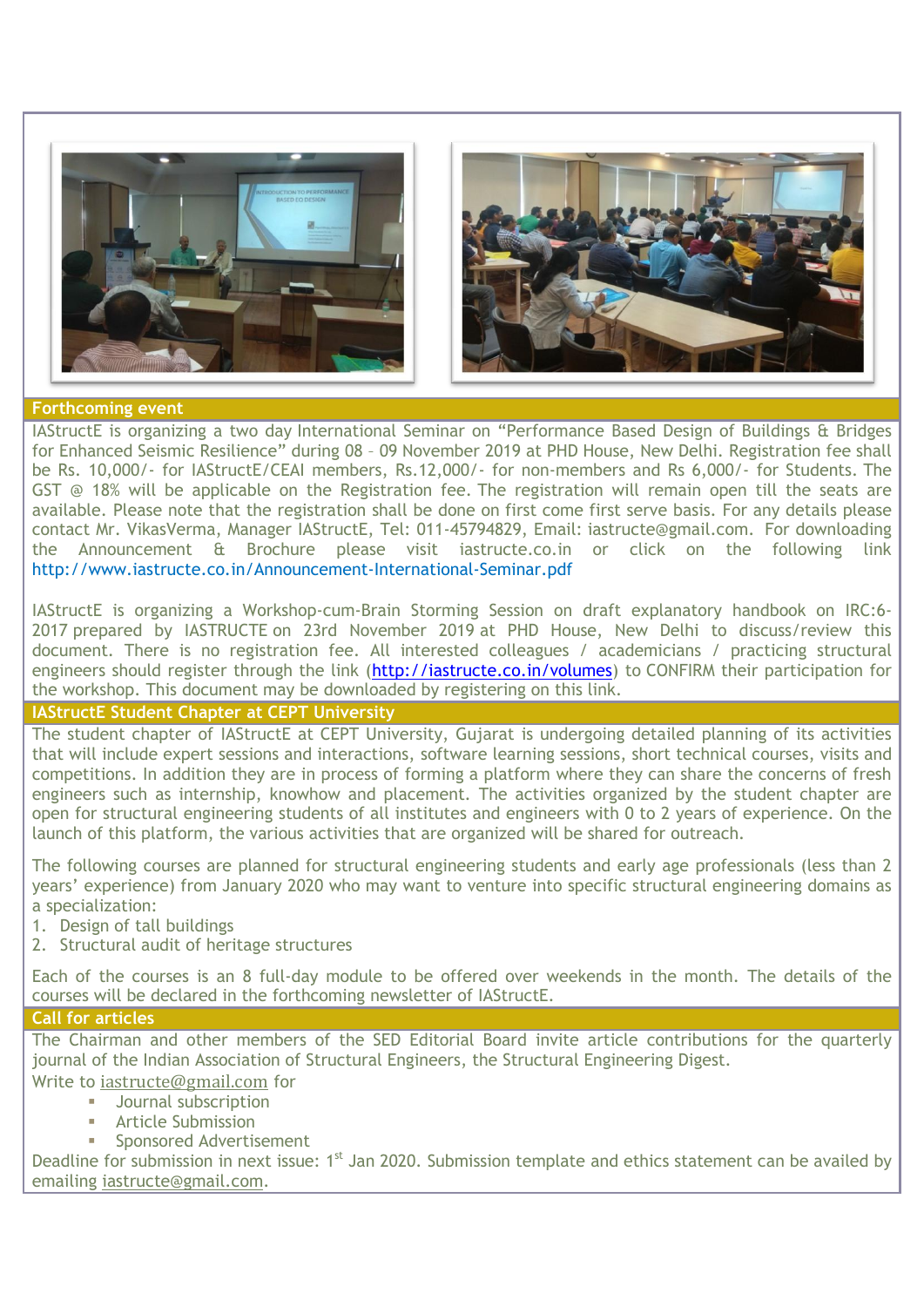## Forthcoming event

IAStructE is organizing a two day International Seminar on "Performance Based Design of Buildings & Bridges for Enhanced Seismic Resilience" during 08 – 09 November 2019 at PHD House, New Delhi. Registration fee shall be Rs. 10,000/- for IAStructE/CEAI members, Rs.12,000/- for non-members and Rs 6,000/- for Students. The GST @ 18% will be applicable on the Registration fee. The registration will remain open till the seats are available. Please note that the registration shall be done on first come first serve basis. For any details please contact Mr. VikasVerma, Manager IAStructE, Tel: 011-45794829, Email: iastructe@gmail.com. For downloading the Announcement & Brochure please visit iastructe.co.in or click on the following link http://www.iastructe.co.in/Announcement-International-Seminar.pdf

IAStructE is organizing a Workshop-cum-Brain Storming Session on draft explanatory handbook on IRC:6-2017 prepared by IASTRUCTE on 23rd November 2019 at PHD House, New Delhi to discuss/review this document. There is no registration fee. All interested colleagues / academicians / practicing structural engineers should register through the link (http://iastructe.co.in/volumes) to CONFIRM their participation for the workshop. This document may be downloaded by registering on this link.

## IAStructE Student Chapter at CEPT University

The student chapter of IAStructE at CEPT University, Gujarat is undergoing detailed planning of its activities that will include expert sessions and interactions, software learning sessions, short technical courses, visits and competitions. In addition they are in process of forming a platform where they can share the concerns of fresh engineers such as internship, knowhow and placement. The activities organized by the student chapter are open for structural engineering students of all institutes and engineers with 0 to 2 years of experience. On the launch of this platform, the various activities that are organized will be shared for outreach.

The following courses are planned for structural engineering students and early age professionals (less than 2 years' experience) from January 2020 who may want to venture into specific structural engineering domains as a specialization:

1. Design of tall buildings
2. Structural audit of heritage structures

Each of the courses is an 8 full-day module to be offered over weekends in the month. The details of the courses will be declared in the forthcoming newsletter of IAStructE.

## Call for articles

The Chairman and other members of the SED Editorial Board invite article contributions for the quarterly journal of the Indian Association of Structural Engineers, the Structural Engineering Digest.

Write to iastructe@gmail.com for

- Journal subscription
- Article Submission
- Sponsored Advertisement

Deadline for submission in next issue: 1st Jan 2020. Submission template and ethics statement can be availed by emailing iastructe@gmail.com.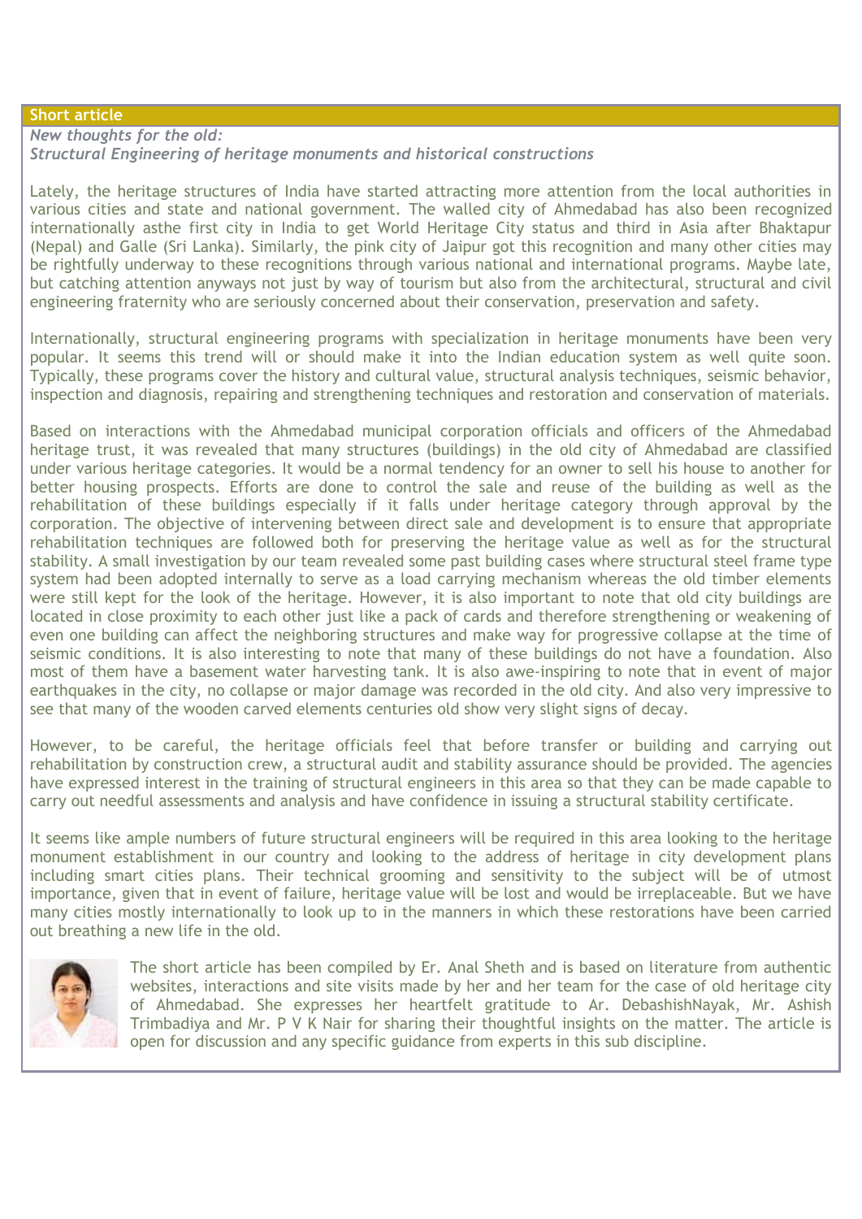**Short article**

*New thoughts for the old:*
*Structural Engineering of heritage monuments and historical constructions*

Lately, the heritage structures of India have started attracting more attention from the local authorities in various cities and state and national government. The walled city of Ahmedabad has also been recognized internationally asthe first city in India to get World Heritage City status and third in Asia after Bhaktapur (Nepal) and Galle (Sri Lanka). Similarly, the pink city of Jaipur got this recognition and many other cities may be rightfully underway to these recognitions through various national and international programs. Maybe late, but catching attention anyways not just by way of tourism but also from the architectural, structural and civil engineering fraternity who are seriously concerned about their conservation, preservation and safety.

Internationally, structural engineering programs with specialization in heritage monuments have been very popular. It seems this trend will or should make it into the Indian education system as well quite soon. Typically, these programs cover the history and cultural value, structural analysis techniques, seismic behavior, inspection and diagnosis, repairing and strengthening techniques and restoration and conservation of materials.

Based on interactions with the Ahmedabad municipal corporation officials and officers of the Ahmedabad heritage trust, it was revealed that many structures (buildings) in the old city of Ahmedabad are classified under various heritage categories. It would be a normal tendency for an owner to sell his house to another for better housing prospects. Efforts are done to control the sale and reuse of the building as well as the rehabilitation of these buildings especially if it falls under heritage category through approval by the corporation. The objective of intervening between direct sale and development is to ensure that appropriate rehabilitation techniques are followed both for preserving the heritage value as well as for the structural stability. A small investigation by our team revealed some past building cases where structural steel frame type system had been adopted internally to serve as a load carrying mechanism whereas the old timber elements were still kept for the look of the heritage. However, it is also important to note that old city buildings are located in close proximity to each other just like a pack of cards and therefore strengthening or weakening of even one building can affect the neighboring structures and make way for progressive collapse at the time of seismic conditions. It is also interesting to note that many of these buildings do not have a foundation. Also most of them have a basement water harvesting tank. It is also awe-inspiring to note that in event of major earthquakes in the city, no collapse or major damage was recorded in the old city. And also very impressive to see that many of the wooden carved elements centuries old show very slight signs of decay.

However, to be careful, the heritage officials feel that before transfer or building and carrying out rehabilitation by construction crew, a structural audit and stability assurance should be provided. The agencies have expressed interest in the training of structural engineers in this area so that they can be made capable to carry out needful assessments and analysis and have confidence in issuing a structural stability certificate.

It seems like ample numbers of future structural engineers will be required in this area looking to the heritage monument establishment in our country and looking to the address of heritage in city development plans including smart cities plans. Their technical grooming and sensitivity to the subject will be of utmost importance, given that in event of failure, heritage value will be lost and would be irreplaceable. But we have many cities mostly internationally to look up to in the manners in which these restorations have been carried out breathing a new life in the old.

The short article has been compiled by Er. Anal Sheth and is based on literature from authentic websites, interactions and site visits made by her and her team for the case of old heritage city of Ahmedabad. She expresses her heartfelt gratitude to Ar. DebashishNayak, Mr. Ashish Trimbadiya and Mr. P V K Nair for sharing their thoughtful insights on the matter. The article is open for discussion and any specific guidance from experts in this sub discipline.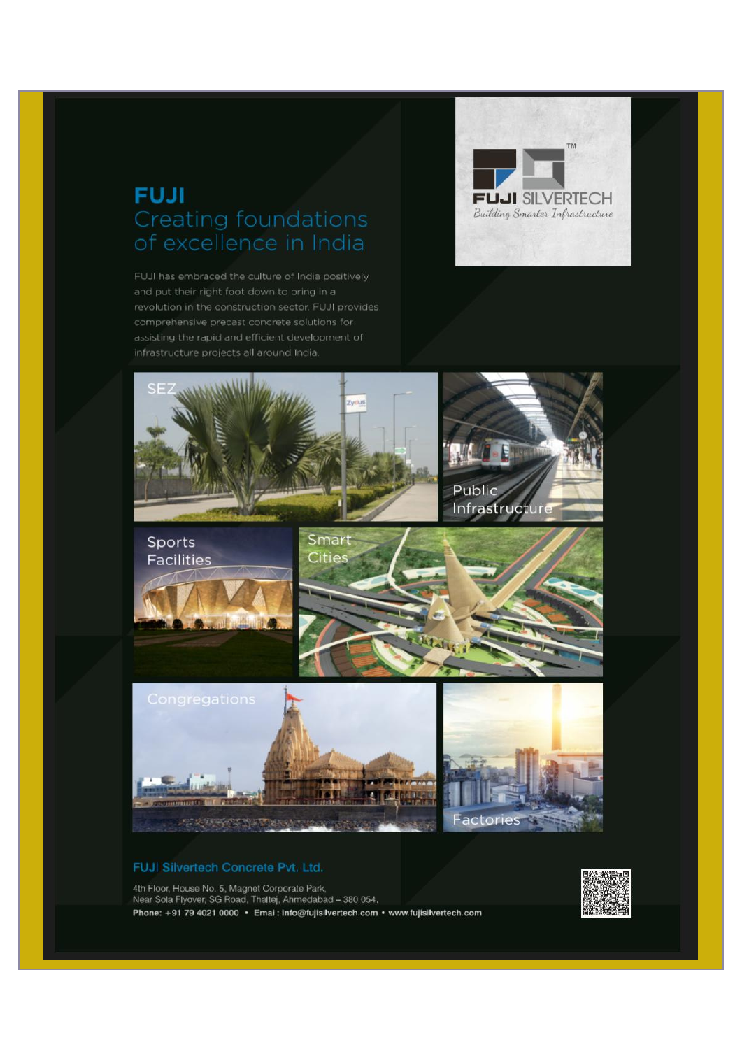# FUJI

## Creating foundations of excellence in India

FUJI has embraced the culture of India positively and put their right foot down to bring in a revolution in the construction sector. FUJI provides comprehensive precast concrete solutions for assisting the rapid and efficient development of infrastructure projects all around India.

FUJI SILVERTECH™
*Building Smarter Infrastructure*

SEZ

Public Infrastructure

Sports Facilities

Smart Cities

Congregations

Factories

### FUJI Silvertech Concrete Pvt. Ltd.

4th Floor, House No. 5, Magnet Corporate Park,
Near Sola Flyover, SG Road, Thaltej, Ahmedabad – 380 054.

**Phone: +91 79 4021 0000 • Email: info@fujisilvertech.com • www.fujisilvertech.com**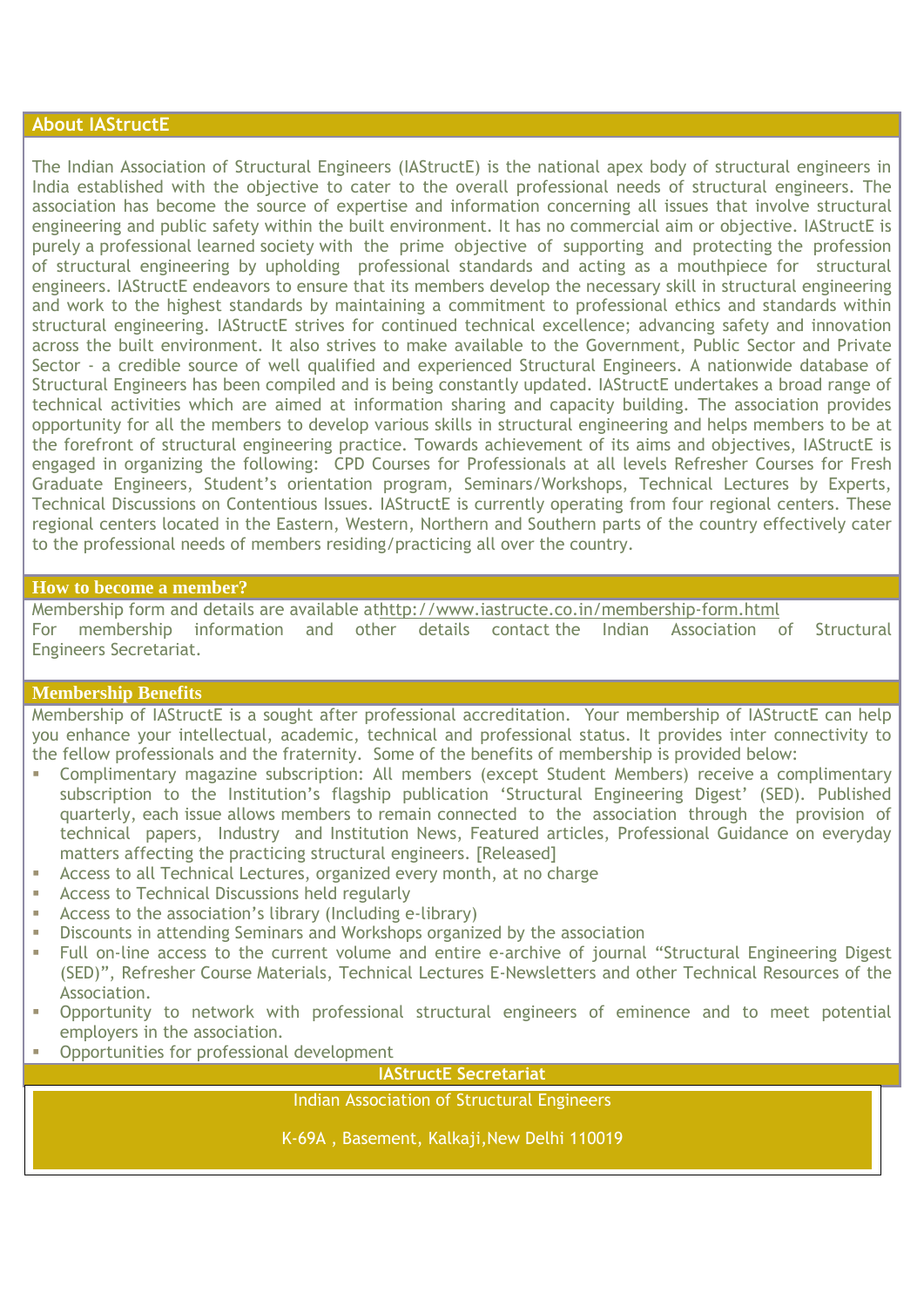## About IAStructE

The Indian Association of Structural Engineers (IAStructE) is the national apex body of structural engineers in India established with the objective to cater to the overall professional needs of structural engineers. The association has become the source of expertise and information concerning all issues that involve structural engineering and public safety within the built environment. It has no commercial aim or objective. IAStructE is purely a professional learned society with the prime objective of supporting and protecting the profession of structural engineering by upholding professional standards and acting as a mouthpiece for structural engineers. IAStructE endeavors to ensure that its members develop the necessary skill in structural engineering and work to the highest standards by maintaining a commitment to professional ethics and standards within structural engineering. IAStructE strives for continued technical excellence; advancing safety and innovation across the built environment. It also strives to make available to the Government, Public Sector and Private Sector - a credible source of well qualified and experienced Structural Engineers. A nationwide database of Structural Engineers has been compiled and is being constantly updated. IAStructE undertakes a broad range of technical activities which are aimed at information sharing and capacity building. The association provides opportunity for all the members to develop various skills in structural engineering and helps members to be at the forefront of structural engineering practice. Towards achievement of its aims and objectives, IAStructE is engaged in organizing the following: CPD Courses for Professionals at all levels Refresher Courses for Fresh Graduate Engineers, Student's orientation program, Seminars/Workshops, Technical Lectures by Experts, Technical Discussions on Contentious Issues. IAStructE is currently operating from four regional centers. These regional centers located in the Eastern, Western, Northern and Southern parts of the country effectively cater to the professional needs of members residing/practicing all over the country.

## How to become a member?

Membership form and details are available athttp://www.iastructe.co.in/membership-form.html
For membership information and other details contact the Indian Association of Structural Engineers Secretariat.

## Membership Benefits

Membership of IAStructE is a sought after professional accreditation. Your membership of IAStructE can help you enhance your intellectual, academic, technical and professional status. It provides inter connectivity to the fellow professionals and the fraternity. Some of the benefits of membership is provided below:

- Complimentary magazine subscription: All members (except Student Members) receive a complimentary subscription to the Institution's flagship publication 'Structural Engineering Digest' (SED). Published quarterly, each issue allows members to remain connected to the association through the provision of technical papers, Industry and Institution News, Featured articles, Professional Guidance on everyday matters affecting the practicing structural engineers. [Released]
- Access to all Technical Lectures, organized every month, at no charge
- Access to Technical Discussions held regularly
- Access to the association's library (Including e-library)
- Discounts in attending Seminars and Workshops organized by the association
- Full on-line access to the current volume and entire e-archive of journal "Structural Engineering Digest (SED)", Refresher Course Materials, Technical Lectures E-Newsletters and other Technical Resources of the Association.
- Opportunity to network with professional structural engineers of eminence and to meet potential employers in the association.
- Opportunities for professional development

## IAStructE Secretariat

Indian Association of Structural Engineers

K-69A , Basement, Kalkaji,New Delhi 110019